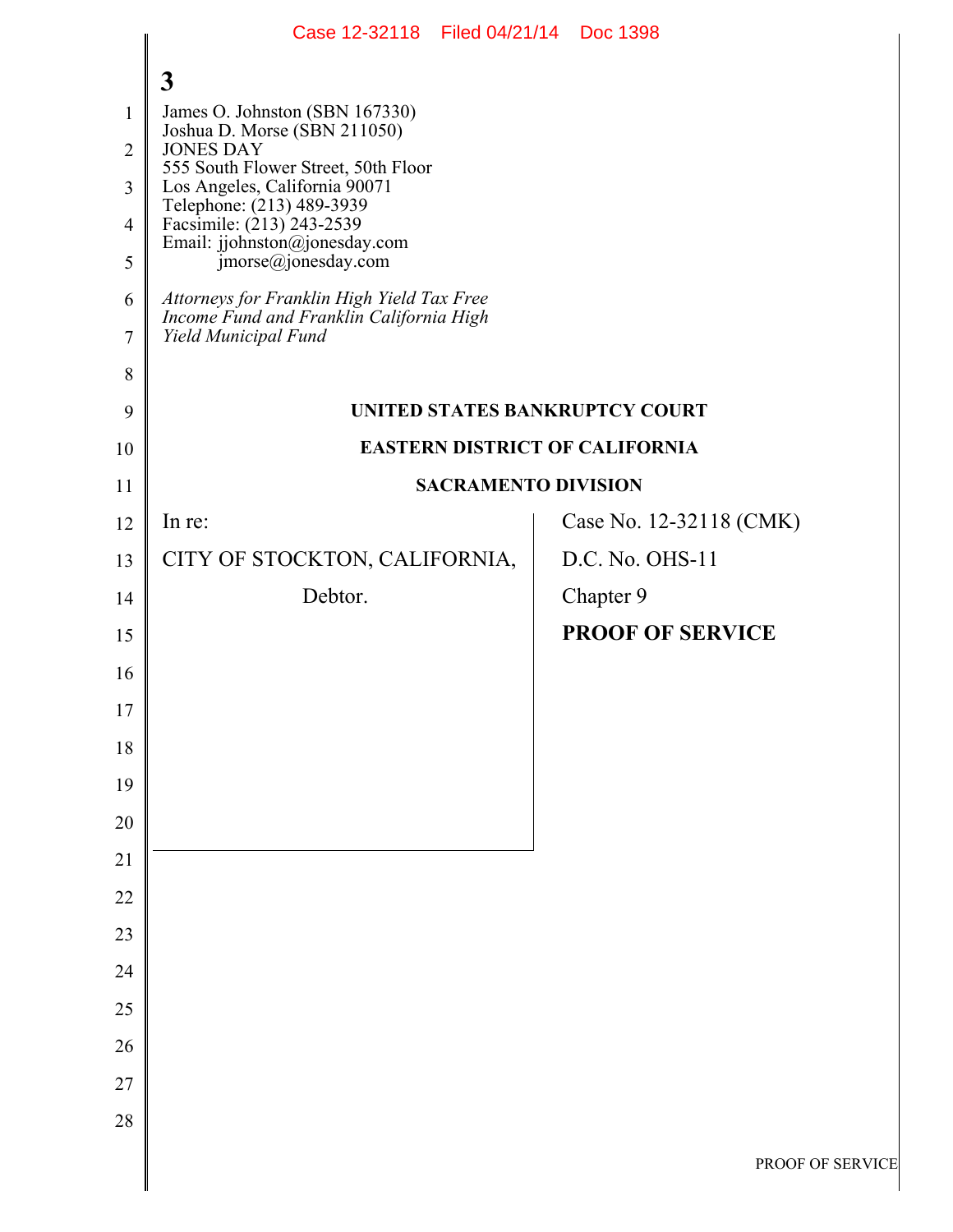**3**

James O. Johnston (SBN 167330)
Joshua D. Morse (SBN 211050)
JONES DAY
555 South Flower Street, 50th Floor
Los Angeles, California 90071
Telephone: (213) 489-3939
Facsimile: (213) 243-2539
Email: jjohnston@jonesday.com
jmorse@jonesday.com

*Attorneys for Franklin High Yield Tax Free Income Fund and Franklin California High Yield Municipal Fund*

**UNITED STATES BANKRUPTCY COURT**

**EASTERN DISTRICT OF CALIFORNIA**

**SACRAMENTO DIVISION**

| | |
|---|---|
| In re: | Case No. 12-32118 (CMK) |
| CITY OF STOCKTON, CALIFORNIA, | D.C. No. OHS-11 |
| Debtor. | Chapter 9 |
| | **PROOF OF SERVICE** |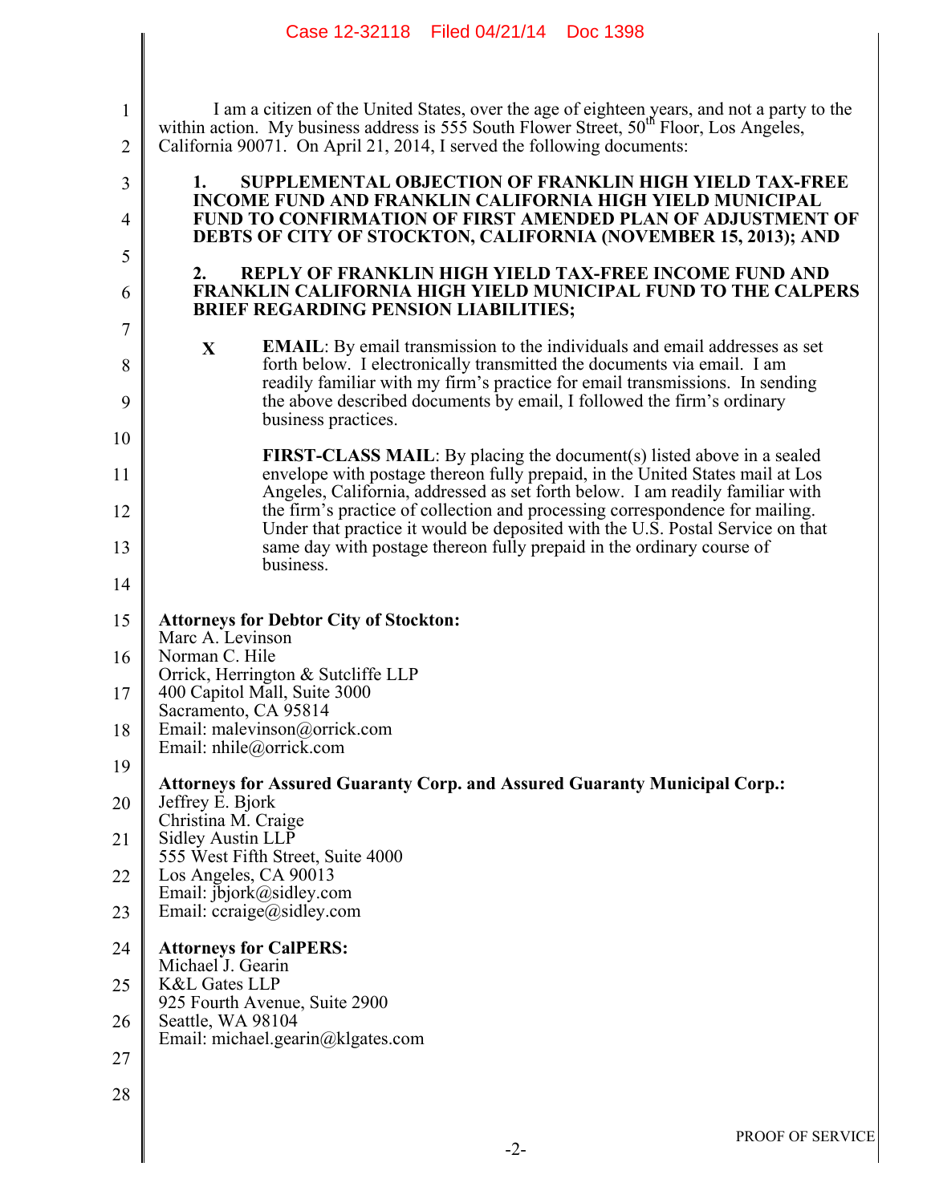I am a citizen of the United States, over the age of eighteen years, and not a party to the within action. My business address is 555 South Flower Street, 50th Floor, Los Angeles, California 90071. On April 21, 2014, I served the following documents:

**1. SUPPLEMENTAL OBJECTION OF FRANKLIN HIGH YIELD TAX-FREE INCOME FUND AND FRANKLIN CALIFORNIA HIGH YIELD MUNICIPAL FUND TO CONFIRMATION OF FIRST AMENDED PLAN OF ADJUSTMENT OF DEBTS OF CITY OF STOCKTON, CALIFORNIA (NOVEMBER 15, 2013); AND**

**2. REPLY OF FRANKLIN HIGH YIELD TAX-FREE INCOME FUND AND FRANKLIN CALIFORNIA HIGH YIELD MUNICIPAL FUND TO THE CALPERS BRIEF REGARDING PENSION LIABILITIES;**

**X** **EMAIL**: By email transmission to the individuals and email addresses as set forth below. I electronically transmitted the documents via email. I am readily familiar with my firm's practice for email transmissions. In sending the above described documents by email, I followed the firm's ordinary business practices.

**FIRST-CLASS MAIL**: By placing the document(s) listed above in a sealed envelope with postage thereon fully prepaid, in the United States mail at Los Angeles, California, addressed as set forth below. I am readily familiar with the firm's practice of collection and processing correspondence for mailing. Under that practice it would be deposited with the U.S. Postal Service on that same day with postage thereon fully prepaid in the ordinary course of business.

**Attorneys for Debtor City of Stockton:**
Marc A. Levinson
Norman C. Hile
Orrick, Herrington & Sutcliffe LLP
400 Capitol Mall, Suite 3000
Sacramento, CA 95814
Email: malevinson@orrick.com
Email: nhile@orrick.com

**Attorneys for Assured Guaranty Corp. and Assured Guaranty Municipal Corp.:**
Jeffrey E. Bjork
Christina M. Craige
Sidley Austin LLP
555 West Fifth Street, Suite 4000
Los Angeles, CA 90013
Email: jbjork@sidley.com
Email: ccraige@sidley.com

**Attorneys for CalPERS:**
Michael J. Gearin
K&L Gates LLP
925 Fourth Avenue, Suite 2900
Seattle, WA 98104
Email: michael.gearin@klgates.com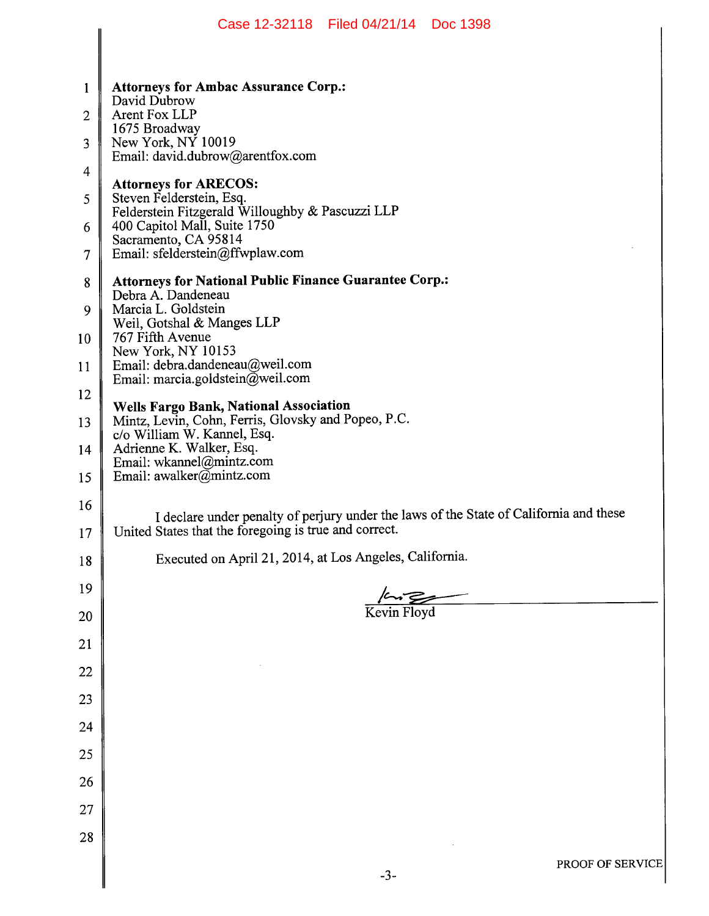**Attorneys for Ambac Assurance Corp.:**
David Dubrow
Arent Fox LLP
1675 Broadway
New York, NY 10019
Email: david.dubrow@arentfox.com

**Attorneys for ARECOS:**
Steven Felderstein, Esq.
Felderstein Fitzgerald Willoughby & Pascuzzi LLP
400 Capitol Mall, Suite 1750
Sacramento, CA 95814
Email: sfelderstein@ffwplaw.com

**Attorneys for National Public Finance Guarantee Corp.:**
Debra A. Dandeneau
Marcia L. Goldstein
Weil, Gotshal & Manges LLP
767 Fifth Avenue
New York, NY 10153
Email: debra.dandeneau@weil.com
Email: marcia.goldstein@weil.com

**Wells Fargo Bank, National Association**
Mintz, Levin, Cohn, Ferris, Glovsky and Popeo, P.C.
c/o William W. Kannel, Esq.
Adrienne K. Walker, Esq.
Email: wkannel@mintz.com
Email: awalker@mintz.com

I declare under penalty of perjury under the laws of the State of California and these United States that the foregoing is true and correct.

Executed on April 21, 2014, at Los Angeles, California.

Kevin Floyd

PROOF OF SERVICE